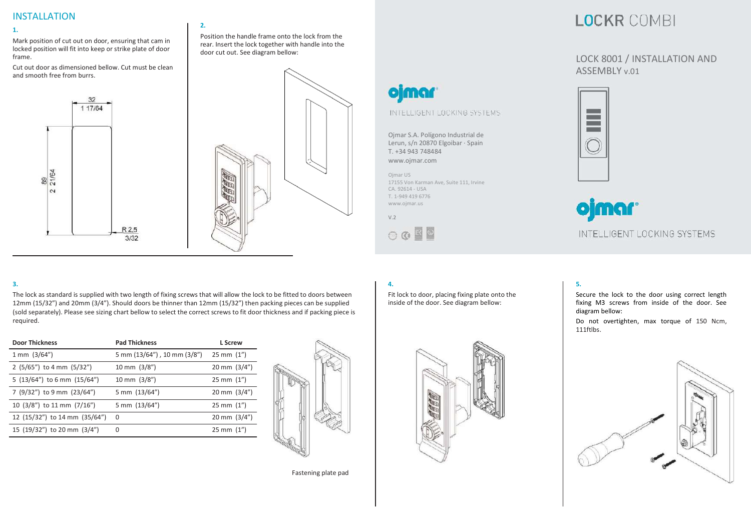# LOCKR COMBI

## LOCK 8001 / INSTALLATION AND ASSEMBLY v.01

ojmar®

INTELLIGENT LOCKING SYSTEMS

Ojmar S.A. Polígono Industrial de Lerun, s/n 20870 Elgoibar · Spain
T. +34 943 748484
www.ojmar.com

Ojmar US
17155 Von Karman Ave, Suite 111, Irvine
CA. 92614 - USA
T. 1-949 419 6776
www.ojmar.us

V.2

## INSTALLATION

**1.**

Mark position of cut out on door, ensuring that cam in locked position will fit into keep or strike plate of door frame.

Cut out door as dimensioned bellow. Cut must be clean and smooth free from burrs.

32
1 17/64

89
2 21/64

R 2.5
3/32

**2.**

Position the handle frame onto the lock from the rear. Insert the lock together with handle into the door cut out. See diagram bellow:

**3.**

The lock as standard is supplied with two length of fixing screws that will allow the lock to be fitted to doors between 12mm (15/32") and 20mm (3/4"). Should doors be thinner than 12mm (15/32") then packing pieces can be supplied (sold separately). Please see sizing chart bellow to select the correct screws to fit door thickness and if packing piece is required.

| Door Thickness | Pad Thickness | L Screw |
|---|---|---|
| 1 mm (3/64") | 5 mm (13/64"), 10 mm (3/8") | 25 mm (1") |
| 2 (5/65") to 4 mm (5/32") | 10 mm (3/8") | 20 mm (3/4") |
| 5 (13/64") to 6 mm (15/64") | 10 mm (3/8") | 25 mm (1") |
| 7 (9/32") to 9 mm (23/64") | 5 mm (13/64") | 20 mm (3/4") |
| 10 (3/8") to 11 mm (7/16") | 5 mm (13/64") | 25 mm (1") |
| 12 (15/32") to 14 mm (35/64") | 0 | 20 mm (3/4") |
| 15 (19/32") to 20 mm (3/4") | 0 | 25 mm (1") |

Fastening plate pad

**4.**

Fit lock to door, placing fixing plate onto the inside of the door. See diagram bellow:

**5.**

Secure the lock to the door using correct length fixing M3 screws from inside of the door. See diagram bellow:

Do not overtighten, max torque of 150 Ncm, 111ftlbs.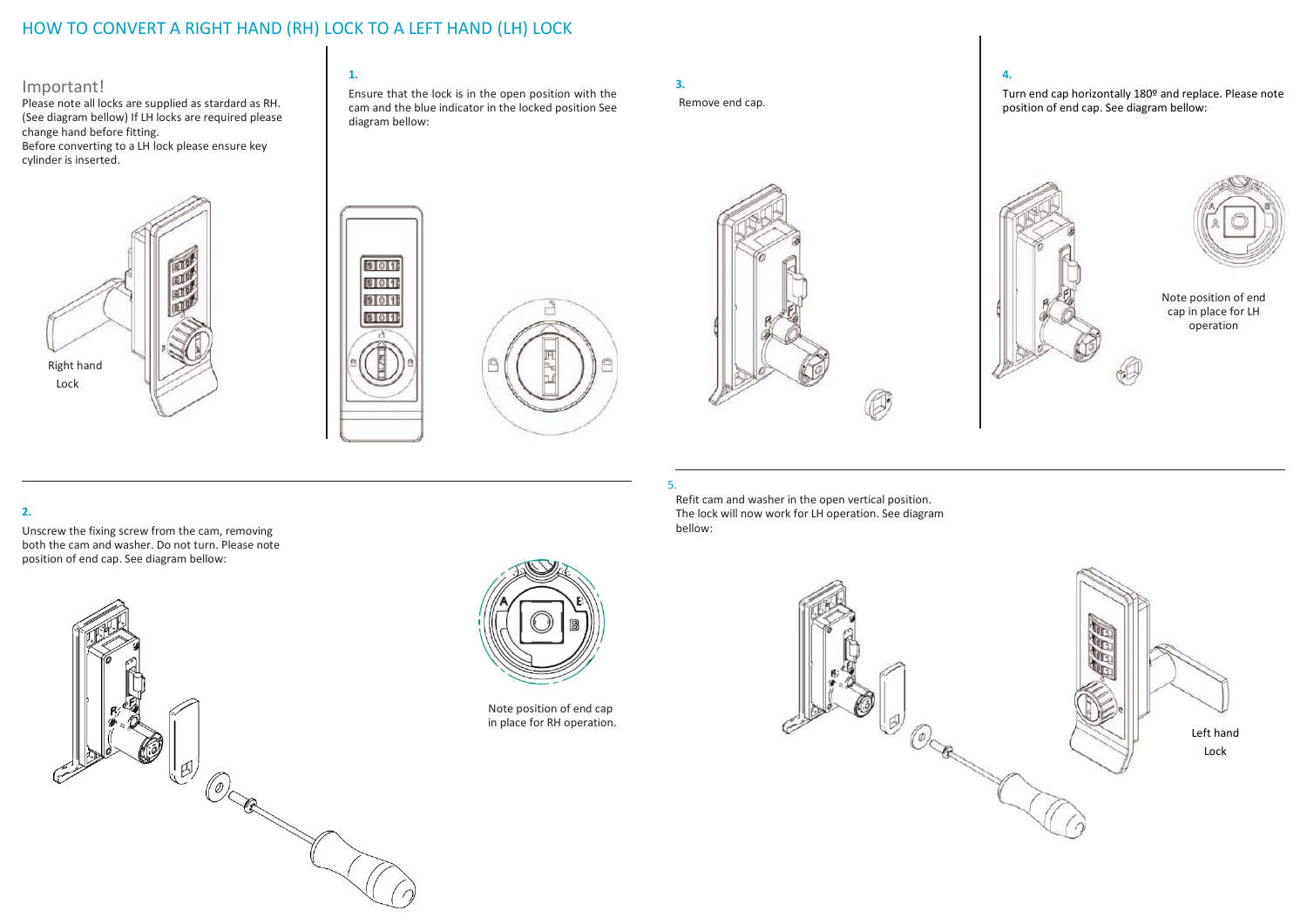# HOW TO CONVERT A RIGHT HAND (RH) LOCK TO A LEFT HAND (LH) LOCK

## Important!

Please note all locks are supplied as stardard as RH. (See diagram bellow) If LH locks are required please change hand before fitting.
Before converting to a LH lock please ensure key cylinder is inserted.

Right hand Lock

**1.**

Ensure that the lock is in the open position with the cam and the blue indicator in the locked position See diagram bellow:

**2.**

Unscrew the fixing screw from the cam, removing both the cam and washer. Do not turn. Please note position of end cap. See diagram bellow:

Note position of end cap in place for RH operation.

**3.**

Remove end cap.

**4.**

Turn end cap horizontally 180º and replace. Please note position of end cap. See diagram bellow:

Note position of end cap in place for LH operation

5.

Refit cam and washer in the open vertical position. The lock will now work for LH operation. See diagram bellow:

Left hand Lock